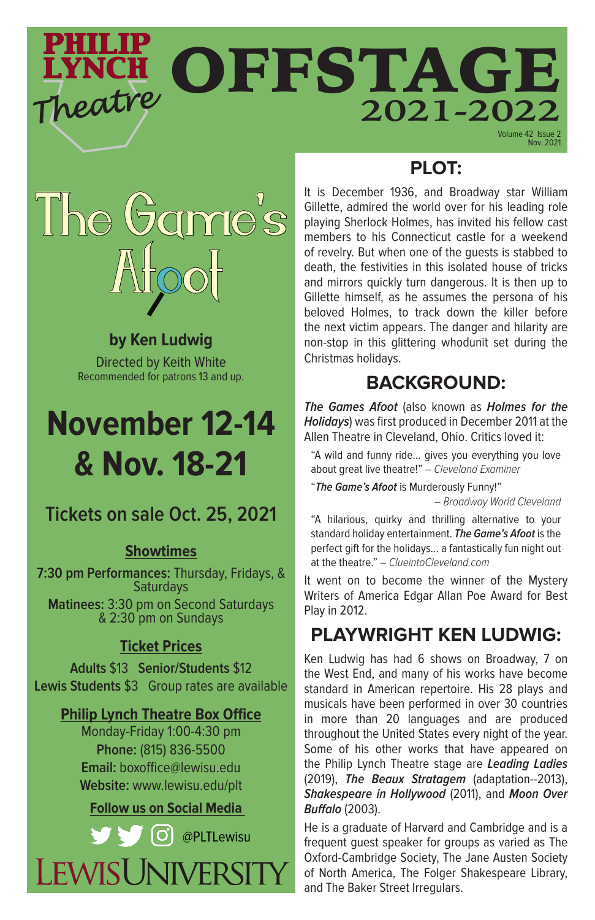# PHILIP LYNCH Theatre OFFSTAGE 2021-2022

Volume 42 Issue 2
Nov. 2021

# The Game's Afoot

**by Ken Ludwig**

Directed by Keith White

Recommended for patrons 13 and up.

## November 12-14 & Nov. 18-21

### Tickets on sale Oct. 25, 2021

**Showtimes**

**7:30 pm Performances:** Thursday, Fridays, & Saturdays

**Matinees:** 3:30 pm on Second Saturdays & 2:30 pm on Sundays

**Ticket Prices**

**Adults** $13 **Senior/Students** $12

**Lewis Students** $3 Group rates are available

**Philip Lynch Theatre Box Office**

Monday-Friday 1:00-4:30 pm

**Phone:** (815) 836-5500

**Email:** boxoffice@lewisu.edu

**Website:** www.lewisu.edu/plt

**Follow us on Social Media**

@PLTLewisu

LEWIS UNIVERSITY

## PLOT:

It is December 1936, and Broadway star William Gillette, admired the world over for his leading role playing Sherlock Holmes, has invited his fellow cast members to his Connecticut castle for a weekend of revelry. But when one of the guests is stabbed to death, the festivities in this isolated house of tricks and mirrors quickly turn dangerous. It is then up to Gillette himself, as he assumes the persona of his beloved Holmes, to track down the killer before the next victim appears. The danger and hilarity are non-stop in this glittering whodunit set during the Christmas holidays.

## BACKGROUND:

***The Games Afoot*** (also known as ***Holmes for the Holidays***) was first produced in December 2011 at the Allen Theatre in Cleveland, Ohio. Critics loved it:

> "A wild and funny ride... gives you everything you love about great live theatre!" – *Cleveland Examiner*

> "***The Game's Afoot*** is Murderously Funny!"
> – *Broadway World Cleveland*

> "A hilarious, quirky and thrilling alternative to your standard holiday entertainment. ***The Game's Afoot*** is the perfect gift for the holidays... a fantastically fun night out at the theatre." – *ClueintoCleveland.com*

It went on to become the winner of the Mystery Writers of America Edgar Allan Poe Award for Best Play in 2012.

## PLAYWRIGHT KEN LUDWIG:

Ken Ludwig has had 6 shows on Broadway, 7 on the West End, and many of his works have become standard in American repertoire. His 28 plays and musicals have been performed in over 30 countries in more than 20 languages and are produced throughout the United States every night of the year. Some of his other works that have appeared on the Philip Lynch Theatre stage are ***Leading Ladies*** (2019), ***The Beaux Stratagem*** (adaptation--2013), ***Shakespeare in Hollywood*** (2011), and ***Moon Over Buffalo*** (2003).

He is a graduate of Harvard and Cambridge and is a frequent guest speaker for groups as varied as The Oxford-Cambridge Society, The Jane Austen Society of North America, The Folger Shakespeare Library, and The Baker Street Irregulars.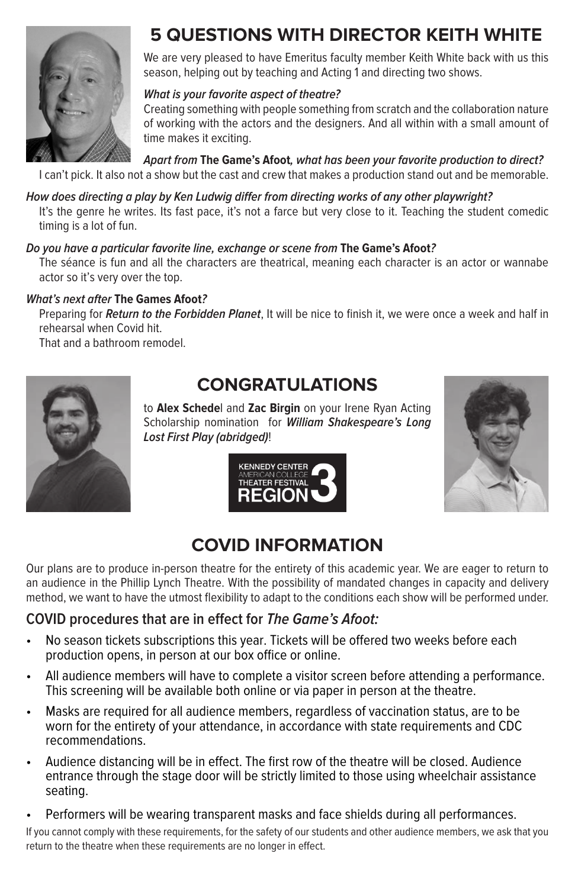# 5 QUESTIONS WITH DIRECTOR KEITH WHITE

We are very pleased to have Emeritus faculty member Keith White back with us this season, helping out by teaching and Acting 1 and directing two shows.

***What is your favorite aspect of theatre?***

Creating something with people something from scratch and the collaboration nature of working with the actors and the designers. And all within with a small amount of time makes it exciting.

***Apart from* The Game's Afoot*, what has been your favorite production to direct?***

I can't pick. It also not a show but the cast and crew that makes a production stand out and be memorable.

***How does directing a play by Ken Ludwig differ from directing works of any other playwright?***

It's the genre he writes. Its fast pace, it's not a farce but very close to it. Teaching the student comedic timing is a lot of fun.

***Do you have a particular favorite line, exchange or scene from* The Game's Afoot*?***

The séance is fun and all the characters are theatrical, meaning each character is an actor or wannabe actor so it's very over the top.

***What's next after* The Games Afoot*?***

Preparing for ***Return to the Forbidden Planet***, It will be nice to finish it, we were once a week and half in rehearsal when Covid hit.

That and a bathroom remodel.

# CONGRATULATIONS

to **Alex Schedel** and **Zac Birgin** on your Irene Ryan Acting Scholarship nomination for ***William Shakespeare's Long Lost First Play (abridged)***!

KENNEDY CENTER AMERICAN COLLEGE THEATER FESTIVAL REGION 3

# COVID INFORMATION

Our plans are to produce in-person theatre for the entirety of this academic year. We are eager to return to an audience in the Phillip Lynch Theatre. With the possibility of mandated changes in capacity and delivery method, we want to have the utmost flexibility to adapt to the conditions each show will be performed under.

## COVID procedures that are in effect for *The Game's Afoot:*

- No season tickets subscriptions this year. Tickets will be offered two weeks before each production opens, in person at our box office or online.
- All audience members will have to complete a visitor screen before attending a performance. This screening will be available both online or via paper in person at the theatre.
- Masks are required for all audience members, regardless of vaccination status, are to be worn for the entirety of your attendance, in accordance with state requirements and CDC recommendations.
- Audience distancing will be in effect. The first row of the theatre will be closed. Audience entrance through the stage door will be strictly limited to those using wheelchair assistance seating.
- Performers will be wearing transparent masks and face shields during all performances.

If you cannot comply with these requirements, for the safety of our students and other audience members, we ask that you return to the theatre when these requirements are no longer in effect.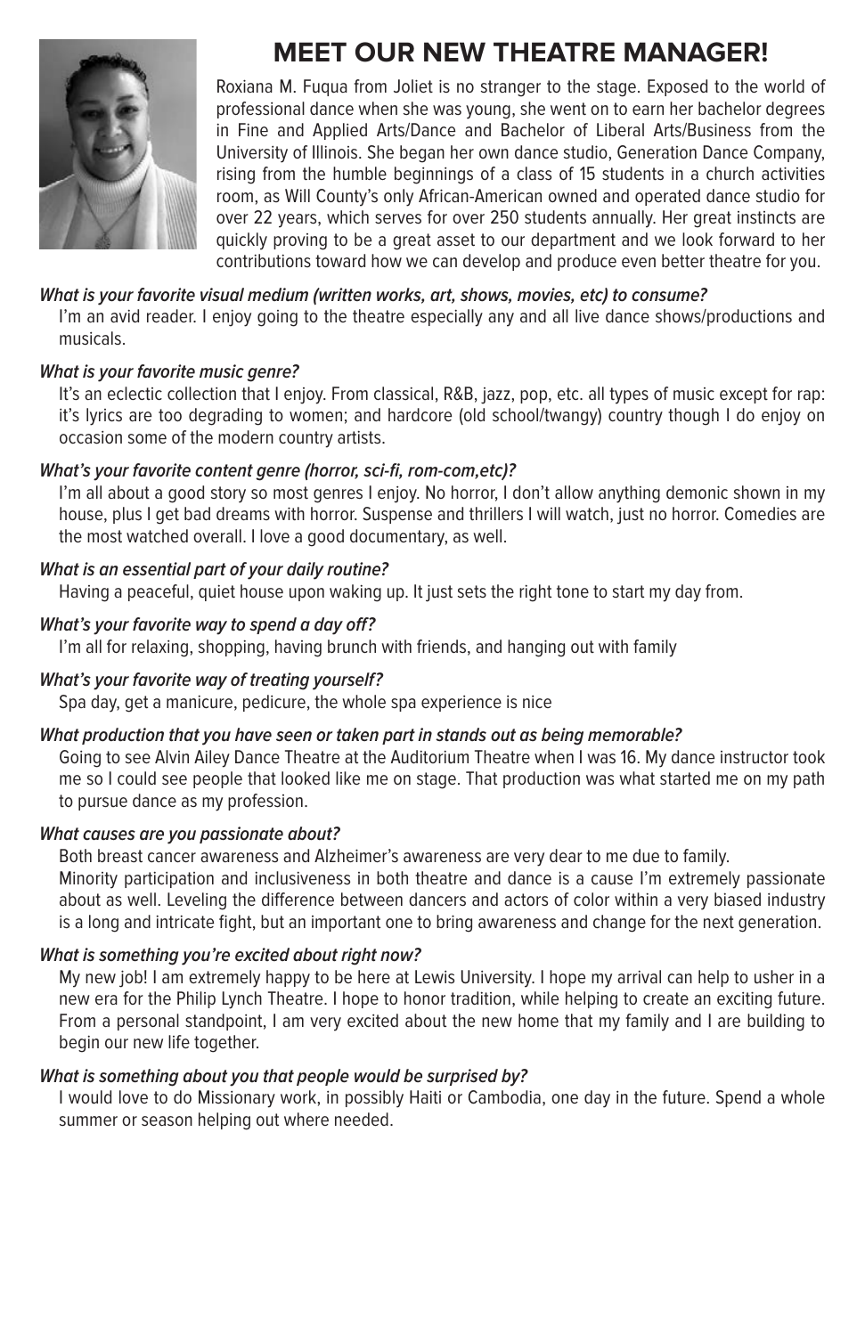# MEET OUR NEW THEATRE MANAGER!

Roxiana M. Fuqua from Joliet is no stranger to the stage. Exposed to the world of professional dance when she was young, she went on to earn her bachelor degrees in Fine and Applied Arts/Dance and Bachelor of Liberal Arts/Business from the University of Illinois. She began her own dance studio, Generation Dance Company, rising from the humble beginnings of a class of 15 students in a church activities room, as Will County's only African-American owned and operated dance studio for over 22 years, which serves for over 250 students annually. Her great instincts are quickly proving to be a great asset to our department and we look forward to her contributions toward how we can develop and produce even better theatre for you.

***What is your favorite visual medium (written works, art, shows, movies, etc) to consume?***

I'm an avid reader. I enjoy going to the theatre especially any and all live dance shows/productions and musicals.

***What is your favorite music genre?***

It's an eclectic collection that I enjoy. From classical, R&B, jazz, pop, etc. all types of music except for rap: it's lyrics are too degrading to women; and hardcore (old school/twangy) country though I do enjoy on occasion some of the modern country artists.

***What's your favorite content genre (horror, sci-fi, rom-com,etc)?***

I'm all about a good story so most genres I enjoy. No horror, I don't allow anything demonic shown in my house, plus I get bad dreams with horror. Suspense and thrillers I will watch, just no horror. Comedies are the most watched overall. I love a good documentary, as well.

***What is an essential part of your daily routine?***

Having a peaceful, quiet house upon waking up. It just sets the right tone to start my day from.

***What's your favorite way to spend a day off?***

I'm all for relaxing, shopping, having brunch with friends, and hanging out with family

***What's your favorite way of treating yourself?***

Spa day, get a manicure, pedicure, the whole spa experience is nice

***What production that you have seen or taken part in stands out as being memorable?***

Going to see Alvin Ailey Dance Theatre at the Auditorium Theatre when I was 16. My dance instructor took me so I could see people that looked like me on stage. That production was what started me on my path to pursue dance as my profession.

***What causes are you passionate about?***

Both breast cancer awareness and Alzheimer's awareness are very dear to me due to family.

Minority participation and inclusiveness in both theatre and dance is a cause I'm extremely passionate about as well. Leveling the difference between dancers and actors of color within a very biased industry is a long and intricate fight, but an important one to bring awareness and change for the next generation.

***What is something you're excited about right now?***

My new job! I am extremely happy to be here at Lewis University. I hope my arrival can help to usher in a new era for the Philip Lynch Theatre. I hope to honor tradition, while helping to create an exciting future. From a personal standpoint, I am very excited about the new home that my family and I are building to begin our new life together.

***What is something about you that people would be surprised by?***

I would love to do Missionary work, in possibly Haiti or Cambodia, one day in the future. Spend a whole summer or season helping out where needed.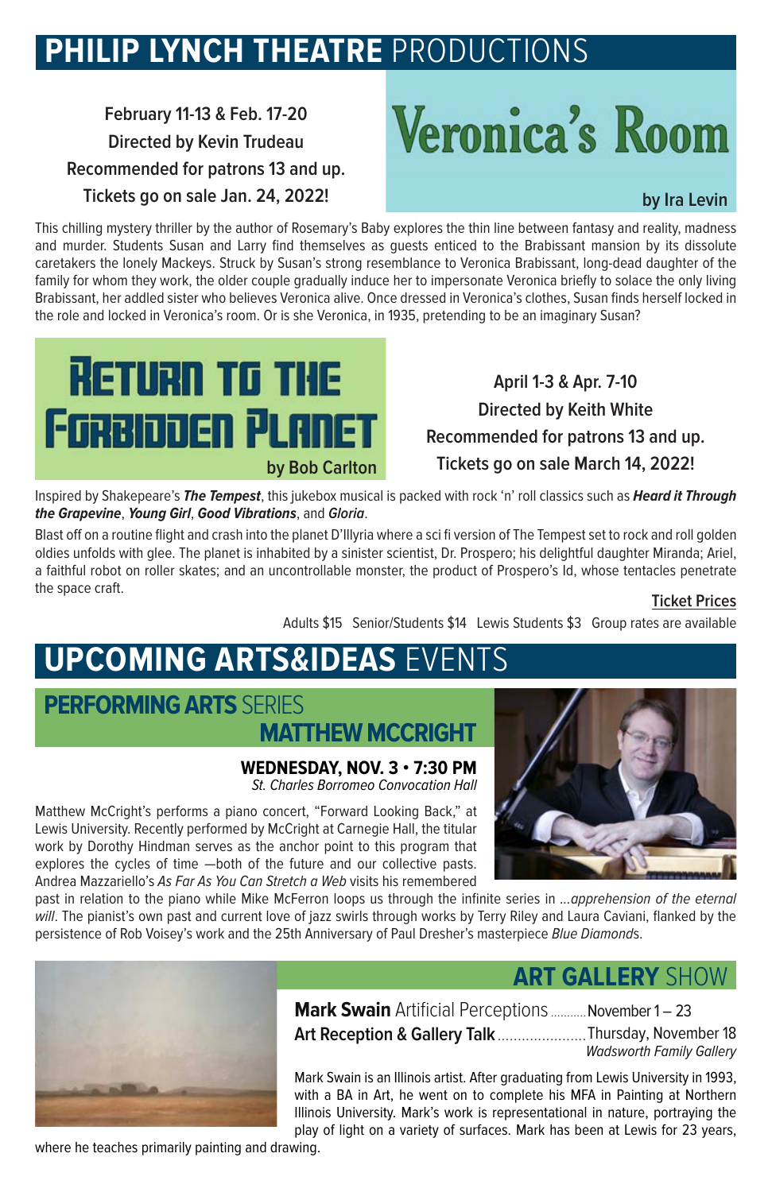# PHILIP LYNCH THEATRE PRODUCTIONS

## Veronica's Room

**by Ira Levin**

**February 11-13 & Feb. 17-20**
**Directed by Kevin Trudeau**
**Recommended for patrons 13 and up.**
**Tickets go on sale Jan. 24, 2022!**

This chilling mystery thriller by the author of Rosemary's Baby explores the thin line between fantasy and reality, madness and murder. Students Susan and Larry find themselves as guests enticed to the Brabissant mansion by its dissolute caretakers the lonely Mackeys. Struck by Susan's strong resemblance to Veronica Brabissant, long-dead daughter of the family for whom they work, the older couple gradually induce her to impersonate Veronica briefly to solace the only living Brabissant, her addled sister who believes Veronica alive. Once dressed in Veronica's clothes, Susan finds herself locked in the role and locked in Veronica's room. Or is she Veronica, in 1935, pretending to be an imaginary Susan?

## Return to the Forbidden Planet

**by Bob Carlton**

**April 1-3 & Apr. 7-10**
**Directed by Keith White**
**Recommended for patrons 13 and up.**
**Tickets go on sale March 14, 2022!**

Inspired by Shakepeare's ***The Tempest***, this jukebox musical is packed with rock 'n' roll classics such as ***Heard it Through the Grapevine***, ***Young Girl***, ***Good Vibrations***, and ***Gloria***.

Blast off on a routine flight and crash into the planet D'Illyria where a sci fi version of The Tempest set to rock and roll golden oldies unfolds with glee. The planet is inhabited by a sinister scientist, Dr. Prospero; his delightful daughter Miranda; Ariel, a faithful robot on roller skates; and an uncontrollable monster, the product of Prospero's Id, whose tentacles penetrate the space craft.

**Ticket Prices**

Adults $15 Senior/Students $14 Lewis Students $3 Group rates are available

# UPCOMING ARTS&IDEAS EVENTS

## PERFORMING ARTS SERIES

### MATTHEW MCCRIGHT

**WEDNESDAY, NOV. 3 • 7:30 PM**
*St. Charles Borromeo Convocation Hall*

Matthew McCright's performs a piano concert, "Forward Looking Back," at Lewis University. Recently performed by McCright at Carnegie Hall, the titular work by Dorothy Hindman serves as the anchor point to this program that explores the cycles of time —both of the future and our collective pasts. Andrea Mazzariello's *As Far As You Can Stretch a Web* visits his remembered past in relation to the piano while Mike McFerron loops us through the infinite series in *...apprehension of the eternal will*. The pianist's own past and current love of jazz swirls through works by Terry Riley and Laura Caviani, flanked by the persistence of Rob Voisey's work and the 25th Anniversary of Paul Dresher's masterpiece *Blue Diamonds*.

## ART GALLERY SHOW

**Mark Swain** Artificial Perceptions .......... November 1 – 23
**Art Reception & Gallery Talk** .......... Thursday, November 18
*Wadsworth Family Gallery*

Mark Swain is an Illinois artist. After graduating from Lewis University in 1993, with a BA in Art, he went on to complete his MFA in Painting at Northern Illinois University. Mark's work is representational in nature, portraying the play of light on a variety of surfaces. Mark has been at Lewis for 23 years, where he teaches primarily painting and drawing.